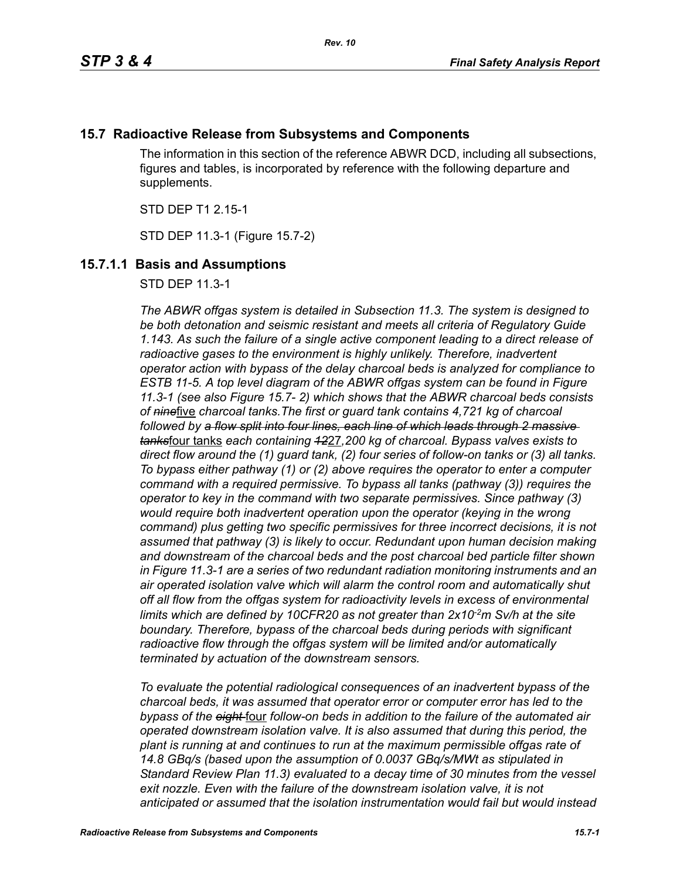## 15.7 Radioactive Release from Subsystems and Components

The information in this section of the reference ABWR DCD, including all subsections, figures and tables, is incorporated by reference with the following departure and supplements.

STD DEP T1 2.15-1

STD DEP 11.3-1 (Figure 15.7-2)

### 15.7.1.1 Basis and Assumptions

STD DEP 11.3-1

*The ABWR offgas system is detailed in Subsection 11.3. The system is designed to be both detonation and seismic resistant and meets all criteria of Regulatory Guide 1.143. As such the failure of a single active component leading to a direct release of radioactive gases to the environment is highly unlikely. Therefore, inadvertent operator action with bypass of the delay charcoal beds is analyzed for compliance to ESTB 11-5. A top level diagram of the ABWR offgas system can be found in Figure 11.3-1 (see also Figure 15.7- 2) which shows that the ABWR charcoal beds consists of ~~nine~~*<u>five</u> *charcoal tanks.The first or guard tank contains 4,721 kg of charcoal followed by ~~a flow split into four lines, each line of which leads through 2 massive tanks~~*<u>four tanks</u> *each containing ~~12~~*<u>27</u>*,200 kg of charcoal. Bypass valves exists to direct flow around the (1) guard tank, (2) four series of follow-on tanks or (3) all tanks. To bypass either pathway (1) or (2) above requires the operator to enter a computer command with a required permissive. To bypass all tanks (pathway (3)) requires the operator to key in the command with two separate permissives. Since pathway (3) would require both inadvertent operation upon the operator (keying in the wrong command) plus getting two specific permissives for three incorrect decisions, it is not assumed that pathway (3) is likely to occur. Redundant upon human decision making and downstream of the charcoal beds and the post charcoal bed particle filter shown in Figure 11.3-1 are a series of two redundant radiation monitoring instruments and an air operated isolation valve which will alarm the control room and automatically shut off all flow from the offgas system for radioactivity levels in excess of environmental limits which are defined by 10CFR20 as not greater than $2x10^{-2}m$ Sv/h at the site boundary. Therefore, bypass of the charcoal beds during periods with significant radioactive flow through the offgas system will be limited and/or automatically terminated by actuation of the downstream sensors.*

*To evaluate the potential radiological consequences of an inadvertent bypass of the charcoal beds, it was assumed that operator error or computer error has led to the bypass of the ~~eight~~* <u>four</u> *follow-on beds in addition to the failure of the automated air operated downstream isolation valve. It is also assumed that during this period, the plant is running at and continues to run at the maximum permissible offgas rate of 14.8 GBq/s (based upon the assumption of 0.0037 GBq/s/MWt as stipulated in Standard Review Plan 11.3) evaluated to a decay time of 30 minutes from the vessel exit nozzle. Even with the failure of the downstream isolation valve, it is not anticipated or assumed that the isolation instrumentation would fail but would instead*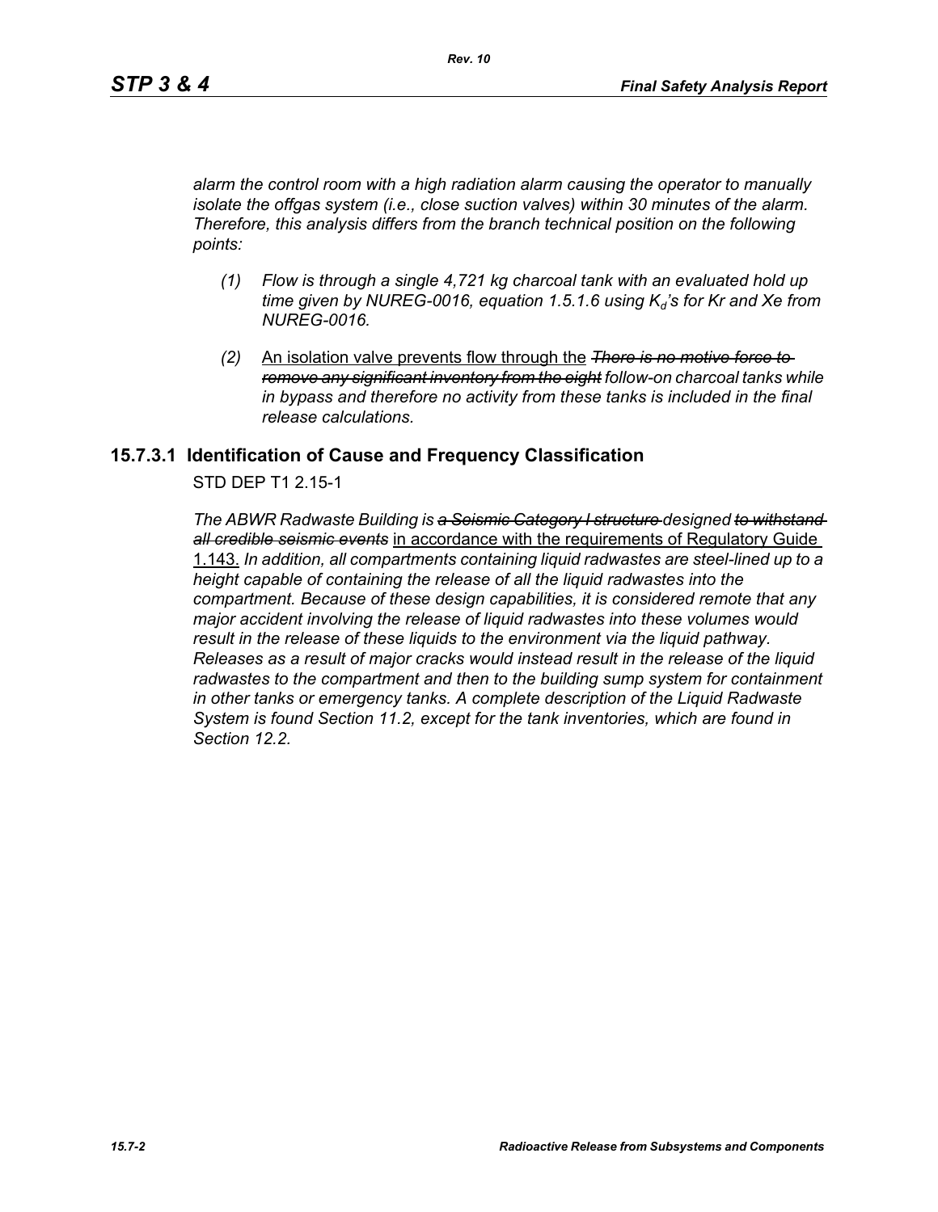*alarm the control room with a high radiation alarm causing the operator to manually isolate the offgas system (i.e., close suction valves) within 30 minutes of the alarm. Therefore, this analysis differs from the branch technical position on the following points:*

*(1) Flow is through a single 4,721 kg charcoal tank with an evaluated hold up time given by NUREG-0016, equation 1.5.1.6 using $K_d$'s for Kr and Xe from NUREG-0016.*

*(2)* An isolation valve prevents flow through the ~~*There is no motive force to remove any significant inventory from the eight*~~ *follow-on charcoal tanks while in bypass and therefore no activity from these tanks is included in the final release calculations.*

## 15.7.3.1 Identification of Cause and Frequency Classification

STD DEP T1 2.15-1

*The ABWR Radwaste Building is* ~~*a Seismic Category I structure*~~ *designed* ~~*to withstand all credible seismic events*~~ in accordance with the requirements of Regulatory Guide 1.143. *In addition, all compartments containing liquid radwastes are steel-lined up to a height capable of containing the release of all the liquid radwastes into the compartment. Because of these design capabilities, it is considered remote that any major accident involving the release of liquid radwastes into these volumes would result in the release of these liquids to the environment via the liquid pathway. Releases as a result of major cracks would instead result in the release of the liquid radwastes to the compartment and then to the building sump system for containment in other tanks or emergency tanks. A complete description of the Liquid Radwaste System is found Section 11.2, except for the tank inventories, which are found in Section 12.2.*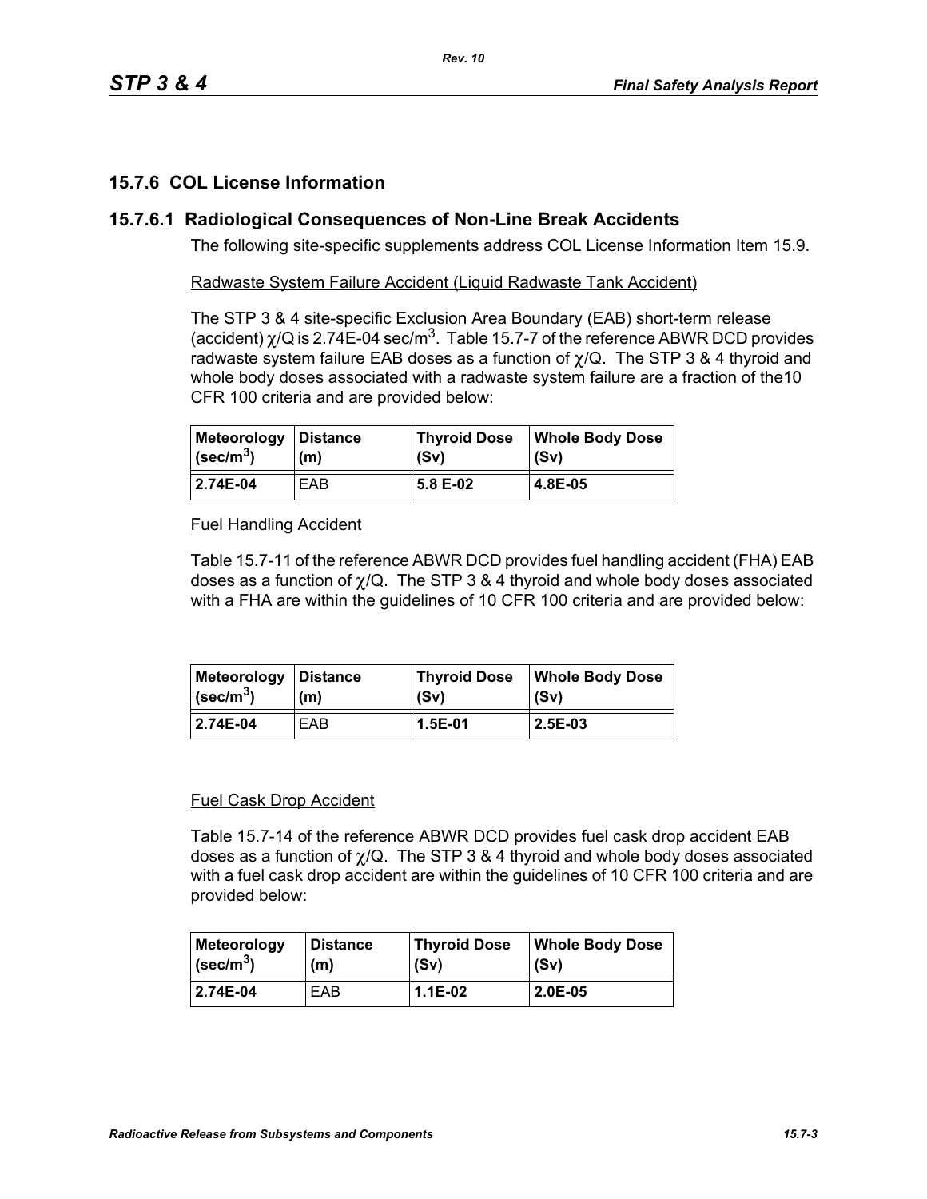## 15.7.6 COL License Information

### 15.7.6.1 Radiological Consequences of Non-Line Break Accidents

The following site-specific supplements address COL License Information Item 15.9.

Radwaste System Failure Accident (Liquid Radwaste Tank Accident)

The STP 3 & 4 site-specific Exclusion Area Boundary (EAB) short-term release (accident) $\chi$/Q is 2.74E-04 sec/m$^3$. Table 15.7-7 of the reference ABWR DCD provides radwaste system failure EAB doses as a function of $\chi$/Q. The STP 3 & 4 thyroid and whole body doses associated with a radwaste system failure are a fraction of the10 CFR 100 criteria and are provided below:

| Meteorology (sec/m$^3$) | Distance (m) | Thyroid Dose (Sv) | Whole Body Dose (Sv) |
|---|---|---|---|
| **2.74E-04** | EAB | **5.8 E-02** | **4.8E-05** |

Fuel Handling Accident

Table 15.7-11 of the reference ABWR DCD provides fuel handling accident (FHA) EAB doses as a function of $\chi$/Q. The STP 3 & 4 thyroid and whole body doses associated with a FHA are within the guidelines of 10 CFR 100 criteria and are provided below:

| Meteorology (sec/m$^3$) | Distance (m) | Thyroid Dose (Sv) | Whole Body Dose (Sv) |
|---|---|---|---|
| **2.74E-04** | EAB | **1.5E-01** | **2.5E-03** |

Fuel Cask Drop Accident

Table 15.7-14 of the reference ABWR DCD provides fuel cask drop accident EAB doses as a function of $\chi$/Q. The STP 3 & 4 thyroid and whole body doses associated with a fuel cask drop accident are within the guidelines of 10 CFR 100 criteria and are provided below:

| Meteorology (sec/m$^3$) | Distance (m) | Thyroid Dose (Sv) | Whole Body Dose (Sv) |
|---|---|---|---|
| **2.74E-04** | EAB | **1.1E-02** | **2.0E-05** |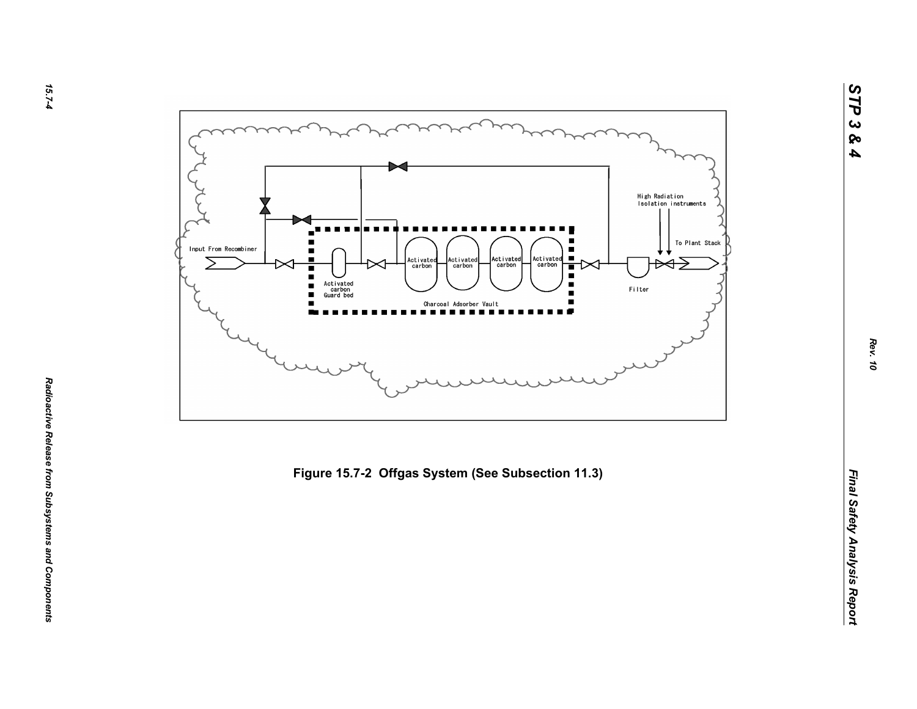Input From Recombiner

Activated carbon Guard bed

Activated carbon

Activated carbon

Activated carbon

Activated carbon

Charcoal Adsorber Vault

High Radiation Isolation instruments

To Plant Stack

Filter

**Figure 15.7-2 Offgas System (See Subsection 11.3)**